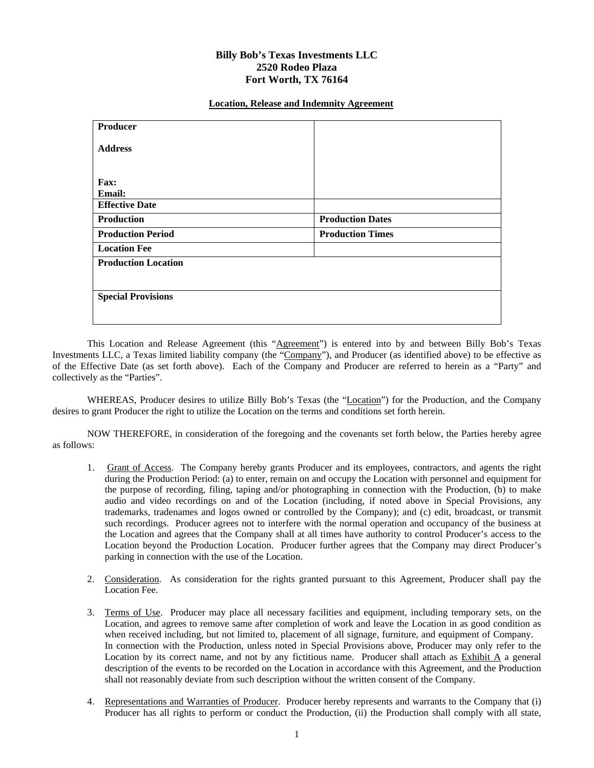**Billy Bob's Texas Investments LLC**
**2520 Rodeo Plaza**
**Fort Worth, TX 76164**

**Location, Release and Indemnity Agreement**

| **Producer**<br><br>**Address**<br><br><br>**Fax:**<br>**Email:** | |
|---|---|
| **Effective Date** | |
| **Production** | **Production Dates** |
| **Production Period** | **Production Times** |
| **Location Fee** | |
| **Production Location** | |
| **Special Provisions** | |

This Location and Release Agreement (this "Agreement") is entered into by and between Billy Bob's Texas Investments LLC, a Texas limited liability company (the "Company"), and Producer (as identified above) to be effective as of the Effective Date (as set forth above). Each of the Company and Producer are referred to herein as a "Party" and collectively as the "Parties".

WHEREAS, Producer desires to utilize Billy Bob's Texas (the "Location") for the Production, and the Company desires to grant Producer the right to utilize the Location on the terms and conditions set forth herein.

NOW THEREFORE, in consideration of the foregoing and the covenants set forth below, the Parties hereby agree as follows:

1. Grant of Access. The Company hereby grants Producer and its employees, contractors, and agents the right during the Production Period: (a) to enter, remain on and occupy the Location with personnel and equipment for the purpose of recording, filing, taping and/or photographing in connection with the Production, (b) to make audio and video recordings on and of the Location (including, if noted above in Special Provisions, any trademarks, tradenames and logos owned or controlled by the Company); and (c) edit, broadcast, or transmit such recordings. Producer agrees not to interfere with the normal operation and occupancy of the business at the Location and agrees that the Company shall at all times have authority to control Producer's access to the Location beyond the Production Location. Producer further agrees that the Company may direct Producer's parking in connection with the use of the Location.

2. Consideration. As consideration for the rights granted pursuant to this Agreement, Producer shall pay the Location Fee.

3. Terms of Use. Producer may place all necessary facilities and equipment, including temporary sets, on the Location, and agrees to remove same after completion of work and leave the Location in as good condition as when received including, but not limited to, placement of all signage, furniture, and equipment of Company. In connection with the Production, unless noted in Special Provisions above, Producer may only refer to the Location by its correct name, and not by any fictitious name. Producer shall attach as Exhibit A a general description of the events to be recorded on the Location in accordance with this Agreement, and the Production shall not reasonably deviate from such description without the written consent of the Company.

4. Representations and Warranties of Producer. Producer hereby represents and warrants to the Company that (i) Producer has all rights to perform or conduct the Production, (ii) the Production shall comply with all state,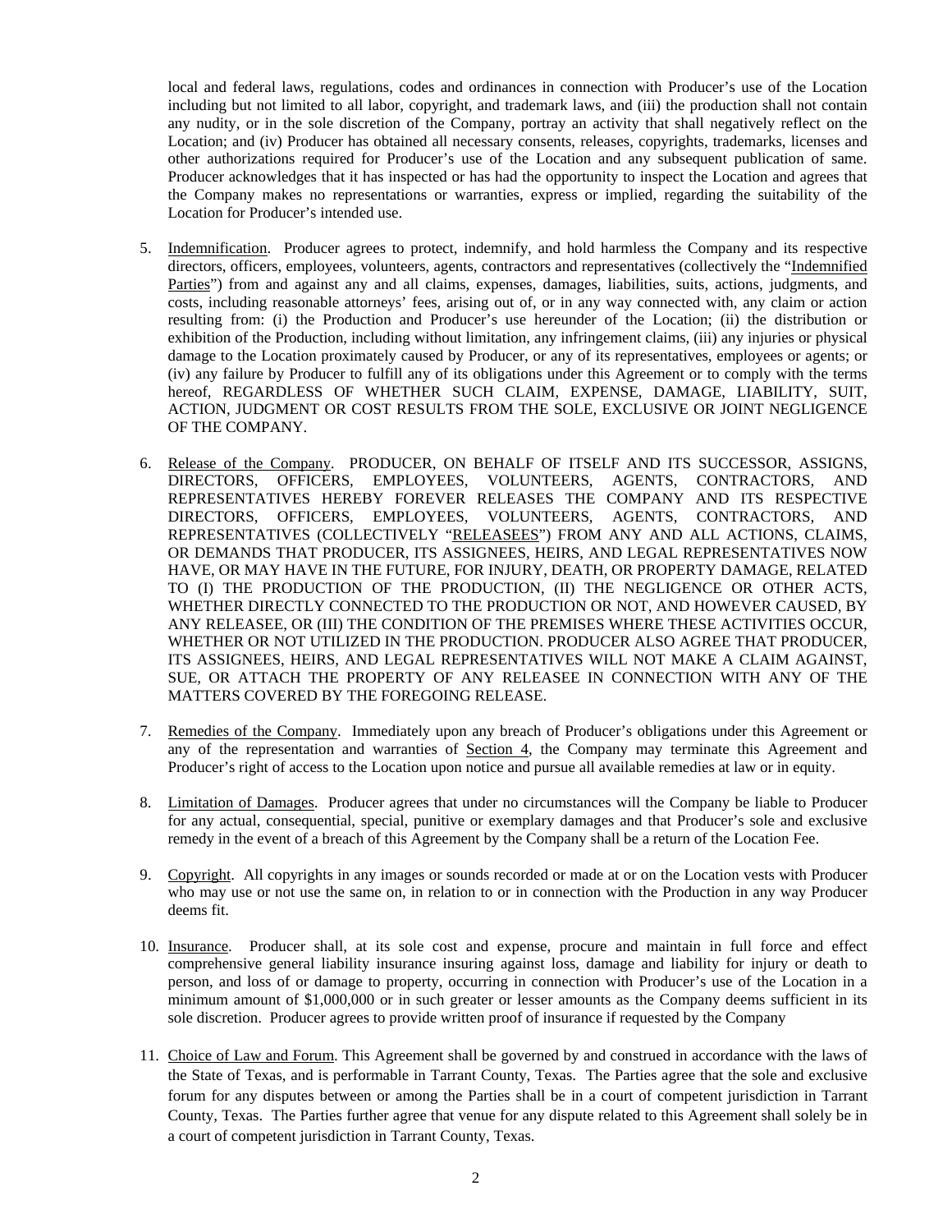local and federal laws, regulations, codes and ordinances in connection with Producer's use of the Location including but not limited to all labor, copyright, and trademark laws, and (iii) the production shall not contain any nudity, or in the sole discretion of the Company, portray an activity that shall negatively reflect on the Location; and (iv) Producer has obtained all necessary consents, releases, copyrights, trademarks, licenses and other authorizations required for Producer's use of the Location and any subsequent publication of same. Producer acknowledges that it has inspected or has had the opportunity to inspect the Location and agrees that the Company makes no representations or warranties, express or implied, regarding the suitability of the Location for Producer's intended use.

5. Indemnification. Producer agrees to protect, indemnify, and hold harmless the Company and its respective directors, officers, employees, volunteers, agents, contractors and representatives (collectively the "Indemnified Parties") from and against any and all claims, expenses, damages, liabilities, suits, actions, judgments, and costs, including reasonable attorneys' fees, arising out of, or in any way connected with, any claim or action resulting from: (i) the Production and Producer's use hereunder of the Location; (ii) the distribution or exhibition of the Production, including without limitation, any infringement claims, (iii) any injuries or physical damage to the Location proximately caused by Producer, or any of its representatives, employees or agents; or (iv) any failure by Producer to fulfill any of its obligations under this Agreement or to comply with the terms hereof, REGARDLESS OF WHETHER SUCH CLAIM, EXPENSE, DAMAGE, LIABILITY, SUIT, ACTION, JUDGMENT OR COST RESULTS FROM THE SOLE, EXCLUSIVE OR JOINT NEGLIGENCE OF THE COMPANY.

6. Release of the Company. PRODUCER, ON BEHALF OF ITSELF AND ITS SUCCESSOR, ASSIGNS, DIRECTORS, OFFICERS, EMPLOYEES, VOLUNTEERS, AGENTS, CONTRACTORS, AND REPRESENTATIVES HEREBY FOREVER RELEASES THE COMPANY AND ITS RESPECTIVE DIRECTORS, OFFICERS, EMPLOYEES, VOLUNTEERS, AGENTS, CONTRACTORS, AND REPRESENTATIVES (COLLECTIVELY "RELEASEES") FROM ANY AND ALL ACTIONS, CLAIMS, OR DEMANDS THAT PRODUCER, ITS ASSIGNEES, HEIRS, AND LEGAL REPRESENTATIVES NOW HAVE, OR MAY HAVE IN THE FUTURE, FOR INJURY, DEATH, OR PROPERTY DAMAGE, RELATED TO (I) THE PRODUCTION OF THE PRODUCTION, (II) THE NEGLIGENCE OR OTHER ACTS, WHETHER DIRECTLY CONNECTED TO THE PRODUCTION OR NOT, AND HOWEVER CAUSED, BY ANY RELEASEE, OR (III) THE CONDITION OF THE PREMISES WHERE THESE ACTIVITIES OCCUR, WHETHER OR NOT UTILIZED IN THE PRODUCTION. PRODUCER ALSO AGREE THAT PRODUCER, ITS ASSIGNEES, HEIRS, AND LEGAL REPRESENTATIVES WILL NOT MAKE A CLAIM AGAINST, SUE, OR ATTACH THE PROPERTY OF ANY RELEASEE IN CONNECTION WITH ANY OF THE MATTERS COVERED BY THE FOREGOING RELEASE.

7. Remedies of the Company. Immediately upon any breach of Producer's obligations under this Agreement or any of the representation and warranties of Section 4, the Company may terminate this Agreement and Producer's right of access to the Location upon notice and pursue all available remedies at law or in equity.

8. Limitation of Damages. Producer agrees that under no circumstances will the Company be liable to Producer for any actual, consequential, special, punitive or exemplary damages and that Producer's sole and exclusive remedy in the event of a breach of this Agreement by the Company shall be a return of the Location Fee.

9. Copyright. All copyrights in any images or sounds recorded or made at or on the Location vests with Producer who may use or not use the same on, in relation to or in connection with the Production in any way Producer deems fit.

10. Insurance. Producer shall, at its sole cost and expense, procure and maintain in full force and effect comprehensive general liability insurance insuring against loss, damage and liability for injury or death to person, and loss of or damage to property, occurring in connection with Producer's use of the Location in a minimum amount of $1,000,000 or in such greater or lesser amounts as the Company deems sufficient in its sole discretion. Producer agrees to provide written proof of insurance if requested by the Company

11. Choice of Law and Forum. This Agreement shall be governed by and construed in accordance with the laws of the State of Texas, and is performable in Tarrant County, Texas. The Parties agree that the sole and exclusive forum for any disputes between or among the Parties shall be in a court of competent jurisdiction in Tarrant County, Texas. The Parties further agree that venue for any dispute related to this Agreement shall solely be in a court of competent jurisdiction in Tarrant County, Texas.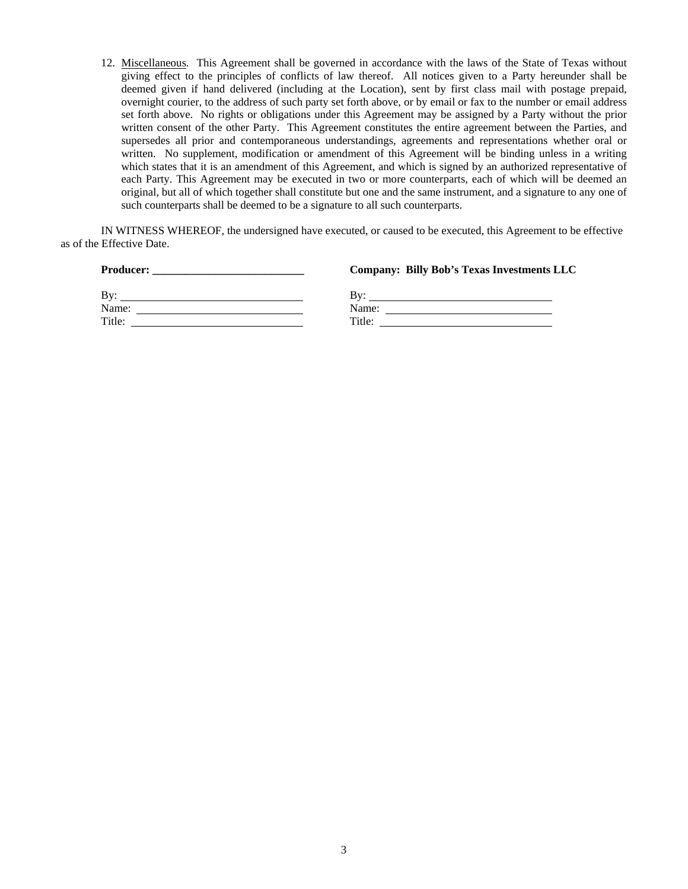12. Miscellaneous. This Agreement shall be governed in accordance with the laws of the State of Texas without giving effect to the principles of conflicts of law thereof. All notices given to a Party hereunder shall be deemed given if hand delivered (including at the Location), sent by first class mail with postage prepaid, overnight courier, to the address of such party set forth above, or by email or fax to the number or email address set forth above. No rights or obligations under this Agreement may be assigned by a Party without the prior written consent of the other Party. This Agreement constitutes the entire agreement between the Parties, and supersedes all prior and contemporaneous understandings, agreements and representations whether oral or written. No supplement, modification or amendment of this Agreement will be binding unless in a writing which states that it is an amendment of this Agreement, and which is signed by an authorized representative of each Party. This Agreement may be executed in two or more counterparts, each of which will be deemed an original, but all of which together shall constitute but one and the same instrument, and a signature to any one of such counterparts shall be deemed to be a signature to all such counterparts.

IN WITNESS WHEREOF, the undersigned have executed, or caused to be executed, this Agreement to be effective as of the Effective Date.

| **Producer: ___________________________** | **Company: Billy Bob's Texas Investments LLC** |
| --- | --- |
| By: ______________________________ | By: ______________________________ |
| Name: ____________________________ | Name: ____________________________ |
| Title: _____________________________ | Title: _____________________________ |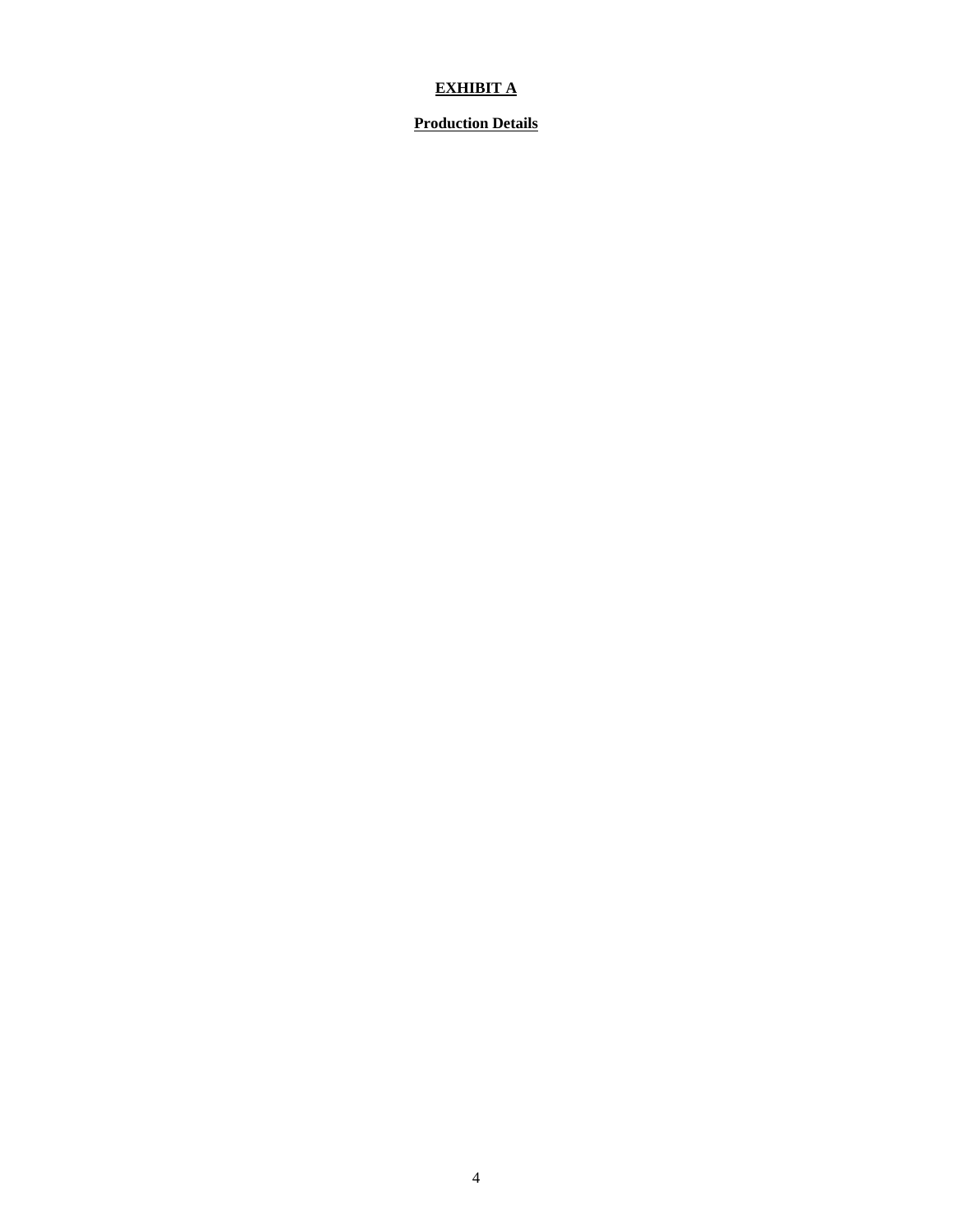# EXHIBIT A

## Production Details